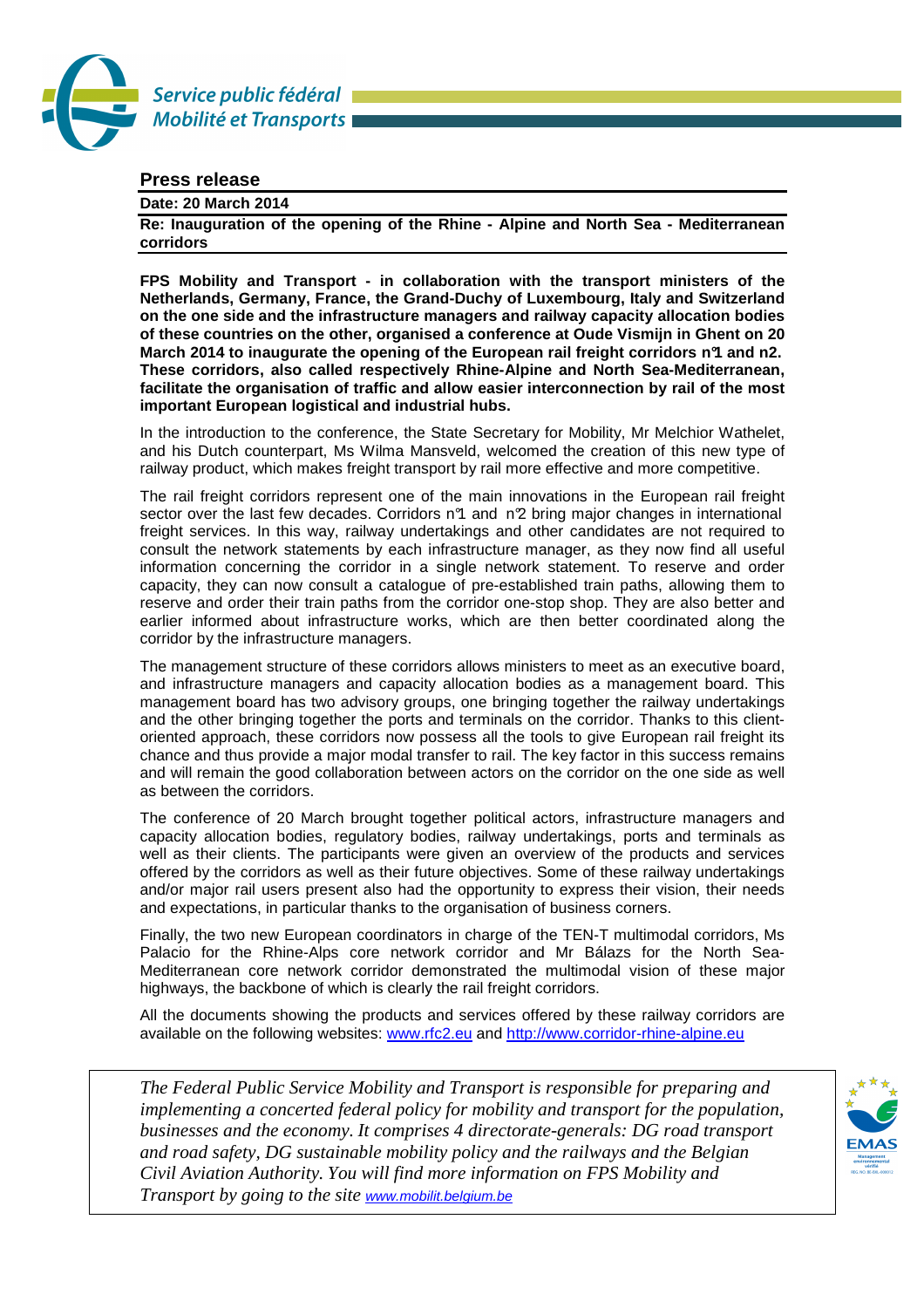Service public fédéral
Mobilité et Transports

## Press release

**Date: 20 March 2014**

**Re: Inauguration of the opening of the Rhine - Alpine and North Sea - Mediterranean corridors**

**FPS Mobility and Transport - in collaboration with the transport ministers of the Netherlands, Germany, France, the Grand-Duchy of Luxembourg, Italy and Switzerland on the one side and the infrastructure managers and railway capacity allocation bodies of these countries on the other, organised a conference at Oude Vismijn in Ghent on 20 March 2014 to inaugurate the opening of the European rail freight corridors n°1 and n2. These corridors, also called respectively Rhine-Alpine and North Sea-Mediterranean, facilitate the organisation of traffic and allow easier interconnection by rail of the most important European logistical and industrial hubs.**

In the introduction to the conference, the State Secretary for Mobility, Mr Melchior Wathelet, and his Dutch counterpart, Ms Wilma Mansveld, welcomed the creation of this new type of railway product, which makes freight transport by rail more effective and more competitive.

The rail freight corridors represent one of the main innovations in the European rail freight sector over the last few decades. Corridors n°1 and n°2 bring major changes in international freight services. In this way, railway undertakings and other candidates are not required to consult the network statements by each infrastructure manager, as they now find all useful information concerning the corridor in a single network statement. To reserve and order capacity, they can now consult a catalogue of pre-established train paths, allowing them to reserve and order their train paths from the corridor one-stop shop. They are also better and earlier informed about infrastructure works, which are then better coordinated along the corridor by the infrastructure managers.

The management structure of these corridors allows ministers to meet as an executive board, and infrastructure managers and capacity allocation bodies as a management board. This management board has two advisory groups, one bringing together the railway undertakings and the other bringing together the ports and terminals on the corridor. Thanks to this client-oriented approach, these corridors now possess all the tools to give European rail freight its chance and thus provide a major modal transfer to rail. The key factor in this success remains and will remain the good collaboration between actors on the corridor on the one side as well as between the corridors.

The conference of 20 March brought together political actors, infrastructure managers and capacity allocation bodies, regulatory bodies, railway undertakings, ports and terminals as well as their clients. The participants were given an overview of the products and services offered by the corridors as well as their future objectives. Some of these railway undertakings and/or major rail users present also had the opportunity to express their vision, their needs and expectations, in particular thanks to the organisation of business corners.

Finally, the two new European coordinators in charge of the TEN-T multimodal corridors, Ms Palacio for the Rhine-Alps core network corridor and Mr Bálazs for the North Sea-Mediterranean core network corridor demonstrated the multimodal vision of these major highways, the backbone of which is clearly the rail freight corridors.

All the documents showing the products and services offered by these railway corridors are available on the following websites: www.rfc2.eu and http://www.corridor-rhine-alpine.eu

*The Federal Public Service Mobility and Transport is responsible for preparing and implementing a concerted federal policy for mobility and transport for the population, businesses and the economy. It comprises 4 directorate-generals: DG road transport and road safety, DG sustainable mobility policy and the railways and the Belgian Civil Aviation Authority. You will find more information on FPS Mobility and Transport by going to the site* www.mobilit.belgium.be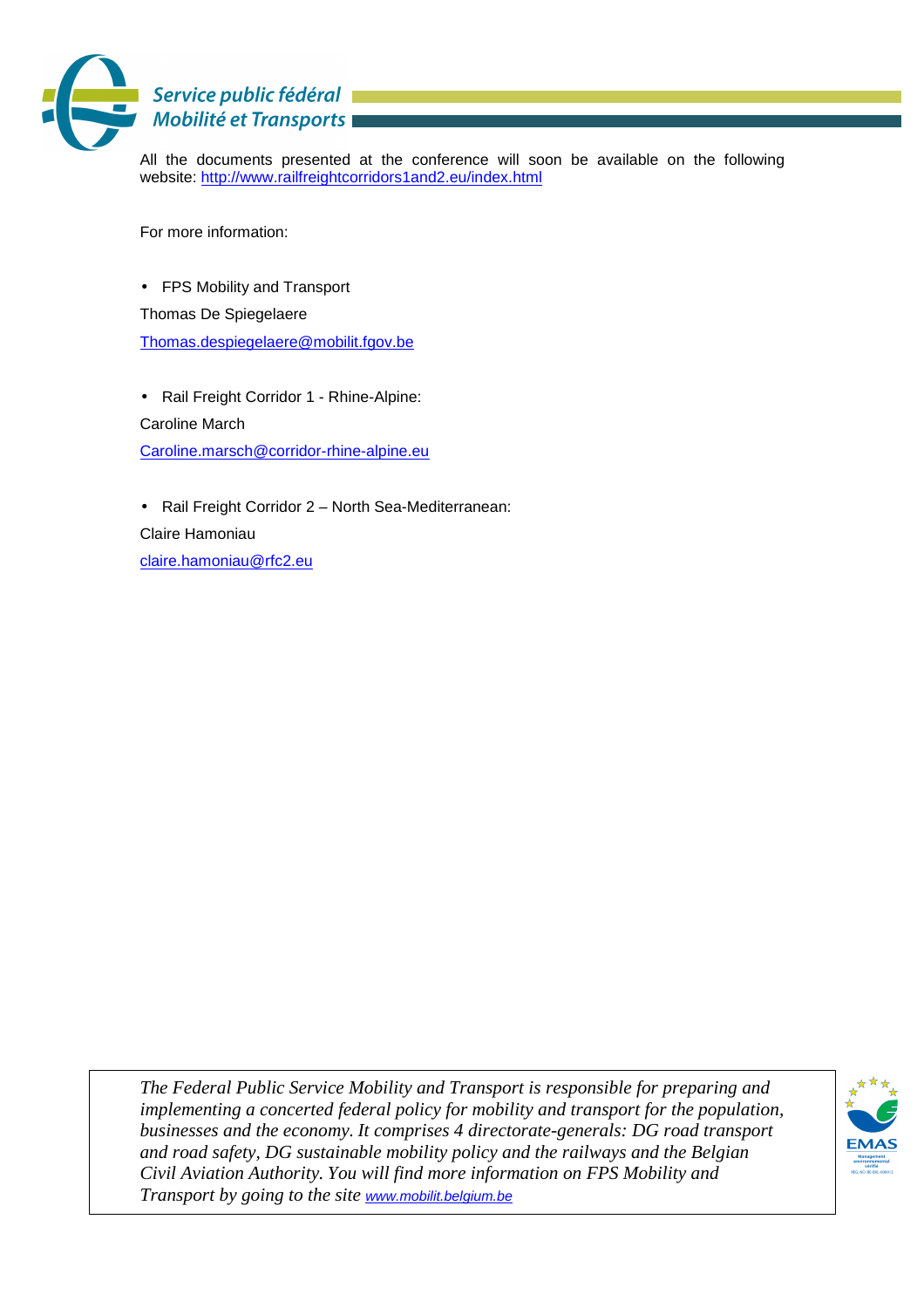All the documents presented at the conference will soon be available on the following website: http://www.railfreightcorridors1and2.eu/index.html

For more information:

- FPS Mobility and Transport

Thomas De Spiegelaere

Thomas.despiegelaere@mobilit.fgov.be

- Rail Freight Corridor 1 - Rhine-Alpine:

Caroline March

Caroline.marsch@corridor-rhine-alpine.eu

- Rail Freight Corridor 2 – North Sea-Mediterranean:

Claire Hamoniau

claire.hamoniau@rfc2.eu

*The Federal Public Service Mobility and Transport is responsible for preparing and implementing a concerted federal policy for mobility and transport for the population, businesses and the economy. It comprises 4 directorate-generals: DG road transport and road safety, DG sustainable mobility policy and the railways and the Belgian Civil Aviation Authority. You will find more information on FPS Mobility and Transport by going to the site* www.mobilit.belgium.be